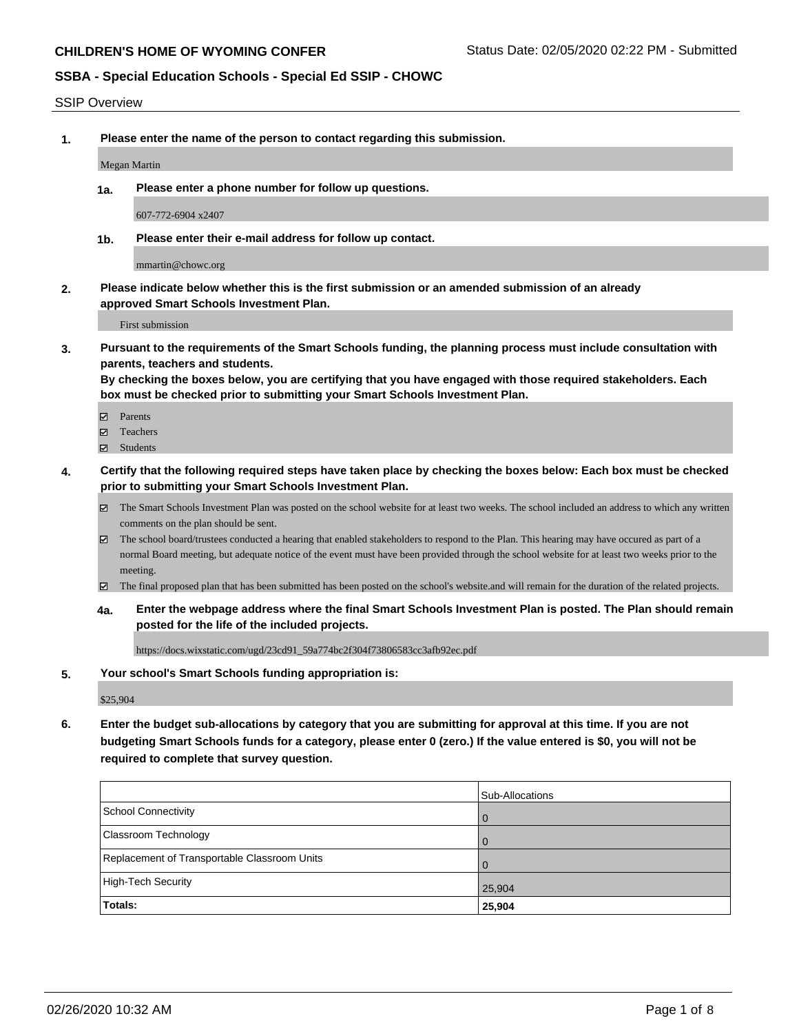**CHILDREN'S HOME OF WYOMING CONFER**

Status Date: 02/05/2020 02:22 PM - Submitted

**SSBA - Special Education Schools - Special Ed SSIP - CHOWC**

SSIP Overview

**1. Please enter the name of the person to contact regarding this submission.**

Megan Martin

**1a. Please enter a phone number for follow up questions.**

607-772-6904 x2407

**1b. Please enter their e-mail address for follow up contact.**

mmartin@chowc.org

**2. Please indicate below whether this is the first submission or an amended submission of an already approved Smart Schools Investment Plan.**

First submission

**3. Pursuant to the requirements of the Smart Schools funding, the planning process must include consultation with parents, teachers and students.**
**By checking the boxes below, you are certifying that you have engaged with those required stakeholders. Each box must be checked prior to submitting your Smart Schools Investment Plan.**

- ☑ Parents
- ☑ Teachers
- ☑ Students

**4. Certify that the following required steps have taken place by checking the boxes below: Each box must be checked prior to submitting your Smart Schools Investment Plan.**

- ☑ The Smart Schools Investment Plan was posted on the school website for at least two weeks. The school included an address to which any written comments on the plan should be sent.
- ☑ The school board/trustees conducted a hearing that enabled stakeholders to respond to the Plan. This hearing may have occured as part of a normal Board meeting, but adequate notice of the event must have been provided through the school website for at least two weeks prior to the meeting.
- ☑ The final proposed plan that has been submitted has been posted on the school's website.and will remain for the duration of the related projects.

**4a. Enter the webpage address where the final Smart Schools Investment Plan is posted. The Plan should remain posted for the life of the included projects.**

https://docs.wixstatic.com/ugd/23cd91_59a774bc2f304f73806583cc3afb92ec.pdf

**5. Your school's Smart Schools funding appropriation is:**

$25,904

**6. Enter the budget sub-allocations by category that you are submitting for approval at this time. If you are not budgeting Smart Schools funds for a category, please enter 0 (zero.) If the value entered is $0, you will not be required to complete that survey question.**

| | Sub-Allocations |
|---|---|
| School Connectivity | 0 |
| Classroom Technology | 0 |
| Replacement of Transportable Classroom Units | 0 |
| High-Tech Security | 25,904 |
| **Totals:** | **25,904** |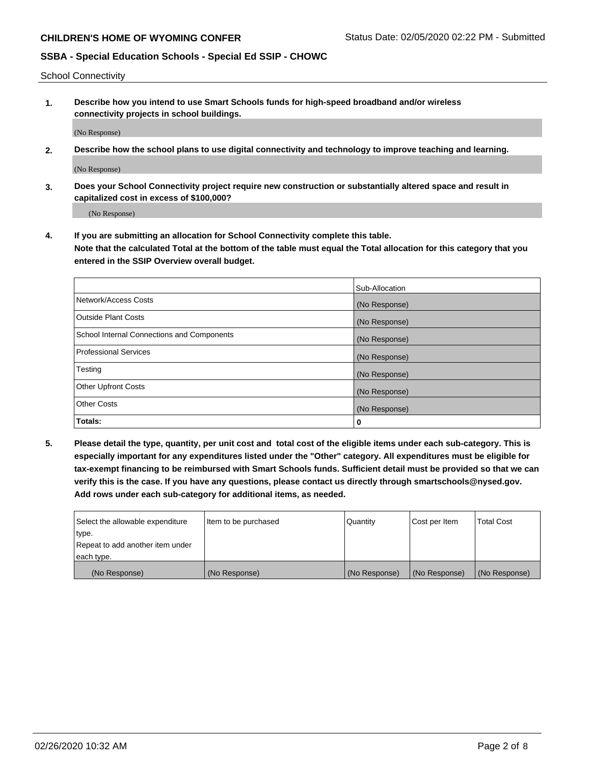School Connectivity

1. **Describe how you intend to use Smart Schools funds for high-speed broadband and/or wireless connectivity projects in school buildings.**

   (No Response)

2. **Describe how the school plans to use digital connectivity and technology to improve teaching and learning.**

   (No Response)

3. **Does your School Connectivity project require new construction or substantially altered space and result in capitalized cost in excess of $100,000?**

   (No Response)

4. **If you are submitting an allocation for School Connectivity complete this table. Note that the calculated Total at the bottom of the table must equal the Total allocation for this category that you entered in the SSIP Overview overall budget.**

| | Sub-Allocation |
|---|---|
| Network/Access Costs | (No Response) |
| Outside Plant Costs | (No Response) |
| School Internal Connections and Components | (No Response) |
| Professional Services | (No Response) |
| Testing | (No Response) |
| Other Upfront Costs | (No Response) |
| Other Costs | (No Response) |
| **Totals:** | **0** |

5. **Please detail the type, quantity, per unit cost and total cost of the eligible items under each sub-category. This is especially important for any expenditures listed under the "Other" category. All expenditures must be eligible for tax-exempt financing to be reimbursed with Smart Schools funds. Sufficient detail must be provided so that we can verify this is the case. If you have any questions, please contact us directly through smartschools@nysed.gov. Add rows under each sub-category for additional items, as needed.**

| Select the allowable expenditure type. Repeat to add another item under each type. | Item to be purchased | Quantity | Cost per Item | Total Cost |
|---|---|---|---|---|
| (No Response) | (No Response) | (No Response) | (No Response) | (No Response) |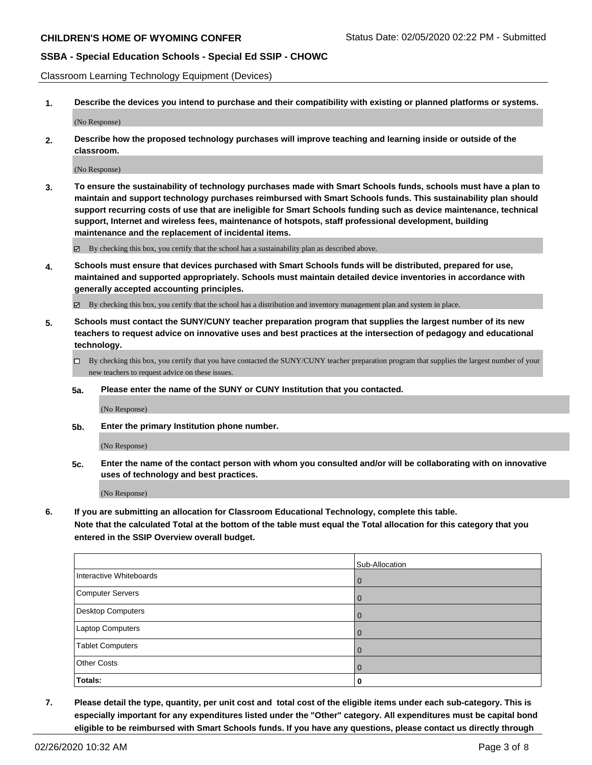Classroom Learning Technology Equipment (Devices)

**1. Describe the devices you intend to purchase and their compatibility with existing or planned platforms or systems.**

(No Response)

**2. Describe how the proposed technology purchases will improve teaching and learning inside or outside of the classroom.**

(No Response)

**3. To ensure the sustainability of technology purchases made with Smart Schools funds, schools must have a plan to maintain and support technology purchases reimbursed with Smart Schools funds. This sustainability plan should support recurring costs of use that are ineligible for Smart Schools funding such as device maintenance, technical support, Internet and wireless fees, maintenance of hotspots, staff professional development, building maintenance and the replacement of incidental items.**

☑ By checking this box, you certify that the school has a sustainability plan as described above.

**4. Schools must ensure that devices purchased with Smart Schools funds will be distributed, prepared for use, maintained and supported appropriately. Schools must maintain detailed device inventories in accordance with generally accepted accounting principles.**

☑ By checking this box, you certify that the school has a distribution and inventory management plan and system in place.

**5. Schools must contact the SUNY/CUNY teacher preparation program that supplies the largest number of its new teachers to request advice on innovative uses and best practices at the intersection of pedagogy and educational technology.**

☐ By checking this box, you certify that you have contacted the SUNY/CUNY teacher preparation program that supplies the largest number of your new teachers to request advice on these issues.

**5a. Please enter the name of the SUNY or CUNY Institution that you contacted.**

(No Response)

**5b. Enter the primary Institution phone number.**

(No Response)

**5c. Enter the name of the contact person with whom you consulted and/or will be collaborating with on innovative uses of technology and best practices.**

(No Response)

**6. If you are submitting an allocation for Classroom Educational Technology, complete this table.**
**Note that the calculated Total at the bottom of the table must equal the Total allocation for this category that you entered in the SSIP Overview overall budget.**

| | Sub-Allocation |
|---|---|
| Interactive Whiteboards | 0 |
| Computer Servers | 0 |
| Desktop Computers | 0 |
| Laptop Computers | 0 |
| Tablet Computers | 0 |
| Other Costs | 0 |
| **Totals:** | **0** |

**7. Please detail the type, quantity, per unit cost and total cost of the eligible items under each sub-category. This is especially important for any expenditures listed under the "Other" category. All expenditures must be capital bond eligible to be reimbursed with Smart Schools funds. If you have any questions, please contact us directly through**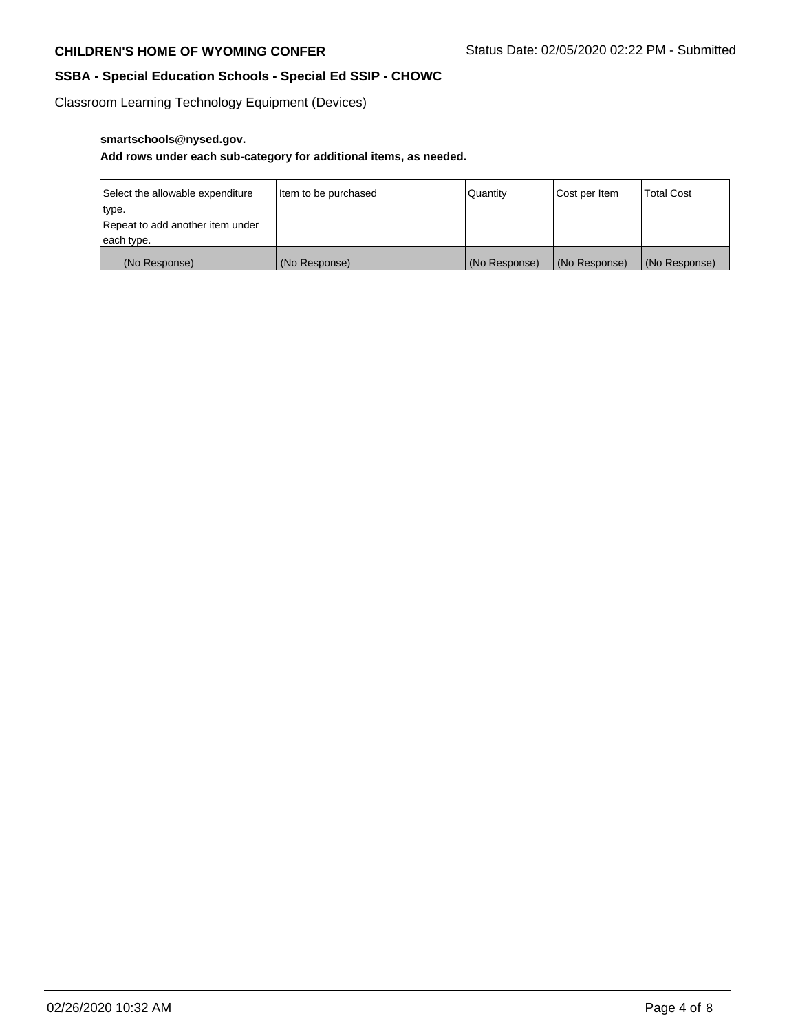Classroom Learning Technology Equipment (Devices)

**smartschools@nysed.gov.**

**Add rows under each sub-category for additional items, as needed.**

| Select the allowable expenditure type. Repeat to add another item under each type. | Item to be purchased | Quantity | Cost per Item | Total Cost |
|---|---|---|---|---|
| (No Response) | (No Response) | (No Response) | (No Response) | (No Response) |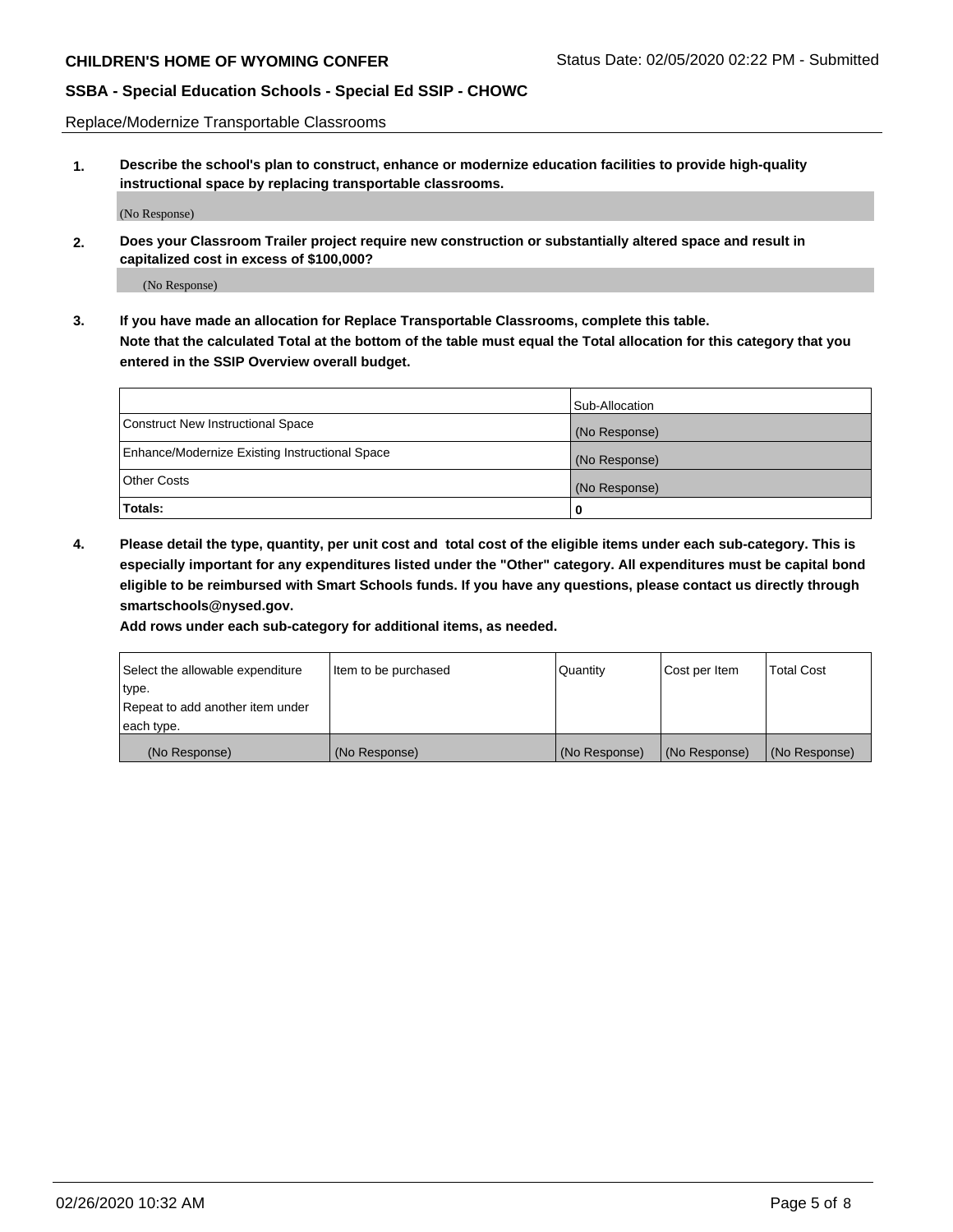Replace/Modernize Transportable Classrooms

**1. Describe the school's plan to construct, enhance or modernize education facilities to provide high-quality instructional space by replacing transportable classrooms.**

(No Response)

**2. Does your Classroom Trailer project require new construction or substantially altered space and result in capitalized cost in excess of $100,000?**

(No Response)

**3. If you have made an allocation for Replace Transportable Classrooms, complete this table. Note that the calculated Total at the bottom of the table must equal the Total allocation for this category that you entered in the SSIP Overview overall budget.**

| | Sub-Allocation |
|---|---|
| Construct New Instructional Space | (No Response) |
| Enhance/Modernize Existing Instructional Space | (No Response) |
| Other Costs | (No Response) |
| **Totals:** | **0** |

**4. Please detail the type, quantity, per unit cost and total cost of the eligible items under each sub-category. This is especially important for any expenditures listed under the "Other" category. All expenditures must be capital bond eligible to be reimbursed with Smart Schools funds. If you have any questions, please contact us directly through smartschools@nysed.gov.**

**Add rows under each sub-category for additional items, as needed.**

| Select the allowable expenditure type. Repeat to add another item under each type. | Item to be purchased | Quantity | Cost per Item | Total Cost |
|---|---|---|---|---|
| (No Response) | (No Response) | (No Response) | (No Response) | (No Response) |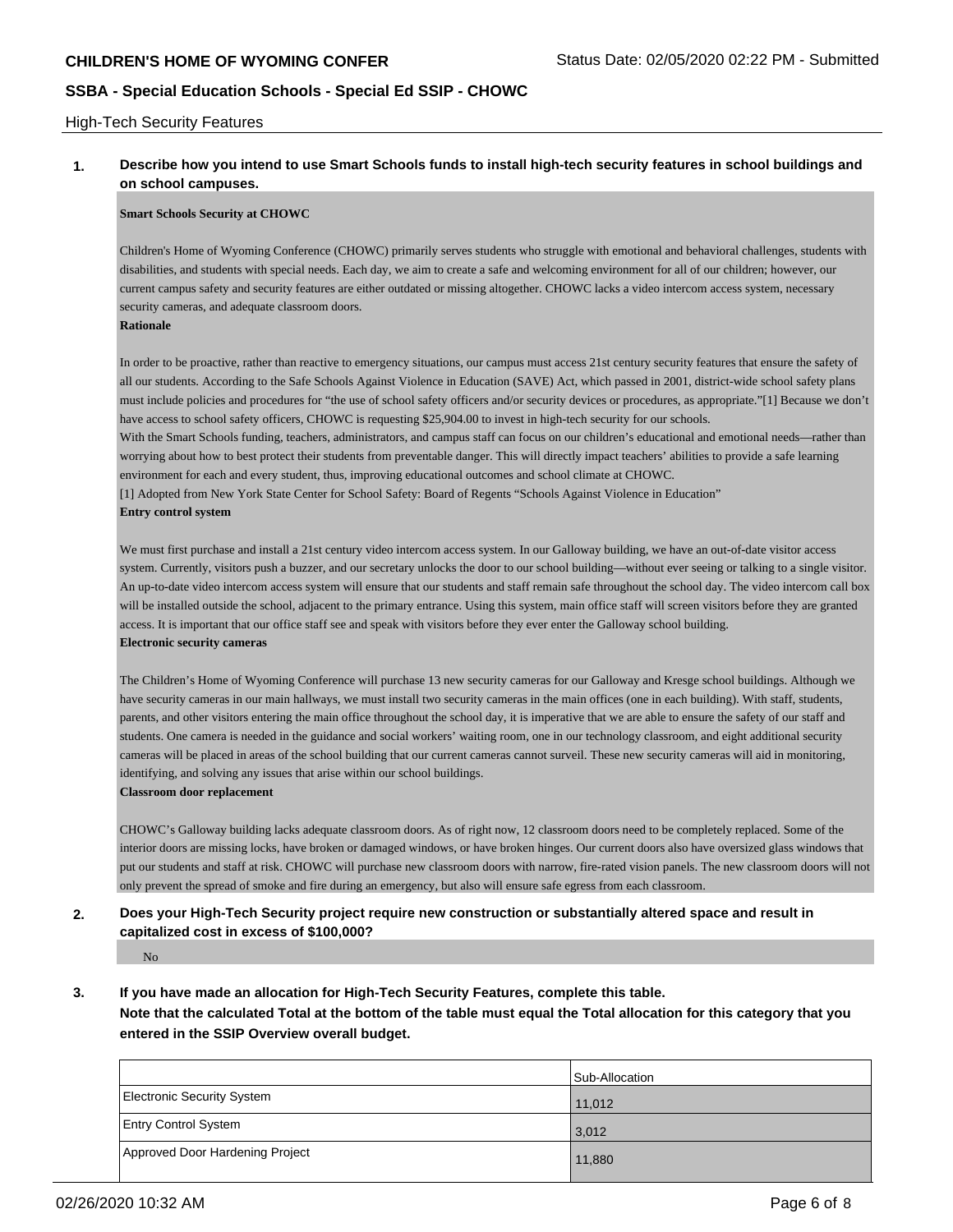## High-Tech Security Features

**1. Describe how you intend to use Smart Schools funds to install high-tech security features in school buildings and on school campuses.**

**Smart Schools Security at CHOWC**

Children's Home of Wyoming Conference (CHOWC) primarily serves students who struggle with emotional and behavioral challenges, students with disabilities, and students with special needs. Each day, we aim to create a safe and welcoming environment for all of our children; however, our current campus safety and security features are either outdated or missing altogether. CHOWC lacks a video intercom access system, necessary security cameras, and adequate classroom doors.

**Rationale**

In order to be proactive, rather than reactive to emergency situations, our campus must access 21st century security features that ensure the safety of all our students. According to the Safe Schools Against Violence in Education (SAVE) Act, which passed in 2001, district-wide school safety plans must include policies and procedures for "the use of school safety officers and/or security devices or procedures, as appropriate."[1] Because we don't have access to school safety officers, CHOWC is requesting $25,904.00 to invest in high-tech security for our schools.

With the Smart Schools funding, teachers, administrators, and campus staff can focus on our children's educational and emotional needs—rather than worrying about how to best protect their students from preventable danger. This will directly impact teachers' abilities to provide a safe learning environment for each and every student, thus, improving educational outcomes and school climate at CHOWC.

[1] Adopted from New York State Center for School Safety: Board of Regents "Schools Against Violence in Education"

**Entry control system**

We must first purchase and install a 21st century video intercom access system. In our Galloway building, we have an out-of-date visitor access system. Currently, visitors push a buzzer, and our secretary unlocks the door to our school building—without ever seeing or talking to a single visitor. An up-to-date video intercom access system will ensure that our students and staff remain safe throughout the school day. The video intercom call box will be installed outside the school, adjacent to the primary entrance. Using this system, main office staff will screen visitors before they are granted access. It is important that our office staff see and speak with visitors before they ever enter the Galloway school building.

**Electronic security cameras**

The Children's Home of Wyoming Conference will purchase 13 new security cameras for our Galloway and Kresge school buildings. Although we have security cameras in our main hallways, we must install two security cameras in the main offices (one in each building). With staff, students, parents, and other visitors entering the main office throughout the school day, it is imperative that we are able to ensure the safety of our staff and students. One camera is needed in the guidance and social workers' waiting room, one in our technology classroom, and eight additional security cameras will be placed in areas of the school building that our current cameras cannot surveil. These new security cameras will aid in monitoring, identifying, and solving any issues that arise within our school buildings.

**Classroom door replacement**

CHOWC's Galloway building lacks adequate classroom doors. As of right now, 12 classroom doors need to be completely replaced. Some of the interior doors are missing locks, have broken or damaged windows, or have broken hinges. Our current doors also have oversized glass windows that put our students and staff at risk. CHOWC will purchase new classroom doors with narrow, fire-rated vision panels. The new classroom doors will not only prevent the spread of smoke and fire during an emergency, but also will ensure safe egress from each classroom.

**2. Does your High-Tech Security project require new construction or substantially altered space and result in capitalized cost in excess of $100,000?**

No

**3. If you have made an allocation for High-Tech Security Features, complete this table.**
**Note that the calculated Total at the bottom of the table must equal the Total allocation for this category that you entered in the SSIP Overview overall budget.**

| | Sub-Allocation |
|---|---|
| Electronic Security System | 11,012 |
| Entry Control System | 3,012 |
| Approved Door Hardening Project | 11,880 |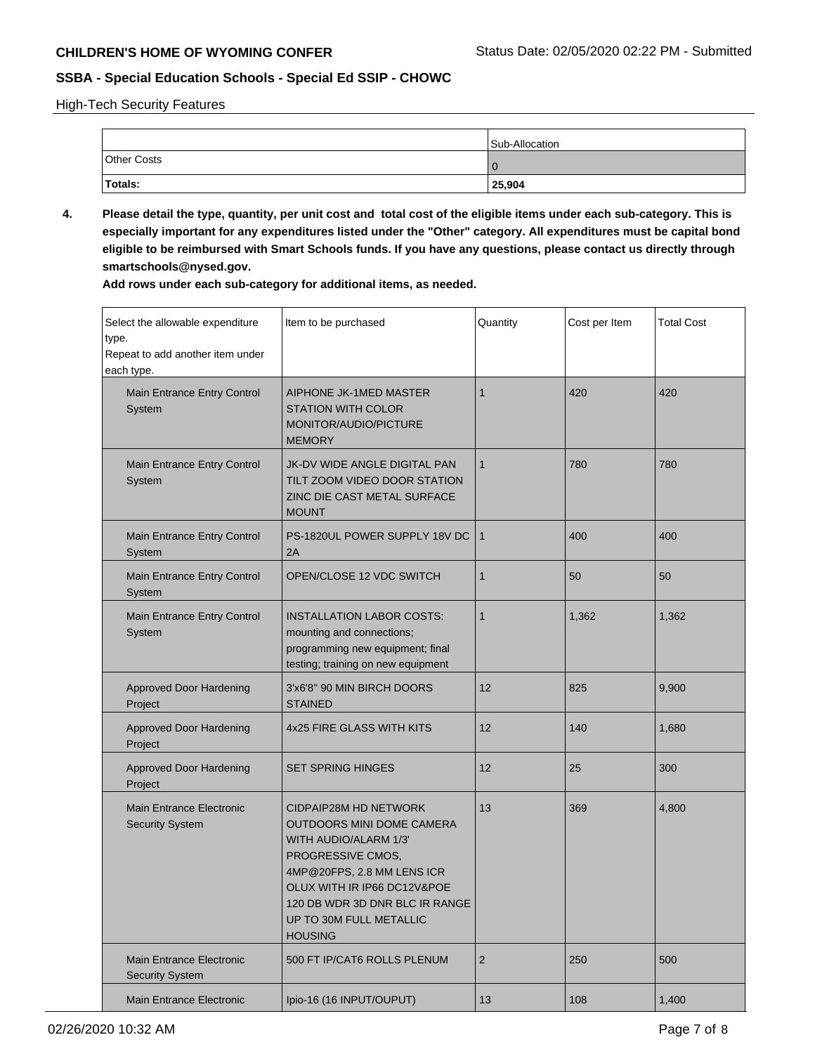High-Tech Security Features

| | Sub-Allocation |
|---|---|
| Other Costs | 0 |
| **Totals:** | **25,904** |

**4. Please detail the type, quantity, per unit cost and total cost of the eligible items under each sub-category. This is especially important for any expenditures listed under the "Other" category. All expenditures must be capital bond eligible to be reimbursed with Smart Schools funds. If you have any questions, please contact us directly through smartschools@nysed.gov.**

**Add rows under each sub-category for additional items, as needed.**

| Select the allowable expenditure type. Repeat to add another item under each type. | Item to be purchased | Quantity | Cost per Item | Total Cost |
|---|---|---|---|---|
| Main Entrance Entry Control System | AIPHONE JK-1MED MASTER STATION WITH COLOR MONITOR/AUDIO/PICTURE MEMORY | 1 | 420 | 420 |
| Main Entrance Entry Control System | JK-DV WIDE ANGLE DIGITAL PAN TILT ZOOM VIDEO DOOR STATION ZINC DIE CAST METAL SURFACE MOUNT | 1 | 780 | 780 |
| Main Entrance Entry Control System | PS-1820UL POWER SUPPLY 18V DC 2A | 1 | 400 | 400 |
| Main Entrance Entry Control System | OPEN/CLOSE 12 VDC SWITCH | 1 | 50 | 50 |
| Main Entrance Entry Control System | INSTALLATION LABOR COSTS: mounting and connections; programming new equipment; final testing; training on new equipment | 1 | 1,362 | 1,362 |
| Approved Door Hardening Project | 3'x6'8" 90 MIN BIRCH DOORS STAINED | 12 | 825 | 9,900 |
| Approved Door Hardening Project | 4x25 FIRE GLASS WITH KITS | 12 | 140 | 1,680 |
| Approved Door Hardening Project | SET SPRING HINGES | 12 | 25 | 300 |
| Main Entrance Electronic Security System | CIDPAIP28M HD NETWORK OUTDOORS MINI DOME CAMERA WITH AUDIO/ALARM 1/3' PROGRESSIVE CMOS, 4MP@20FPS, 2.8 MM LENS ICR OLUX WITH IR IP66 DC12V&POE 120 DB WDR 3D DNR BLC IR RANGE UP TO 30M FULL METALLIC HOUSING | 13 | 369 | 4,800 |
| Main Entrance Electronic Security System | 500 FT IP/CAT6 ROLLS PLENUM | 2 | 250 | 500 |
| Main Entrance Electronic | Ipio-16 (16 INPUT/OUPUT) | 13 | 108 | 1,400 |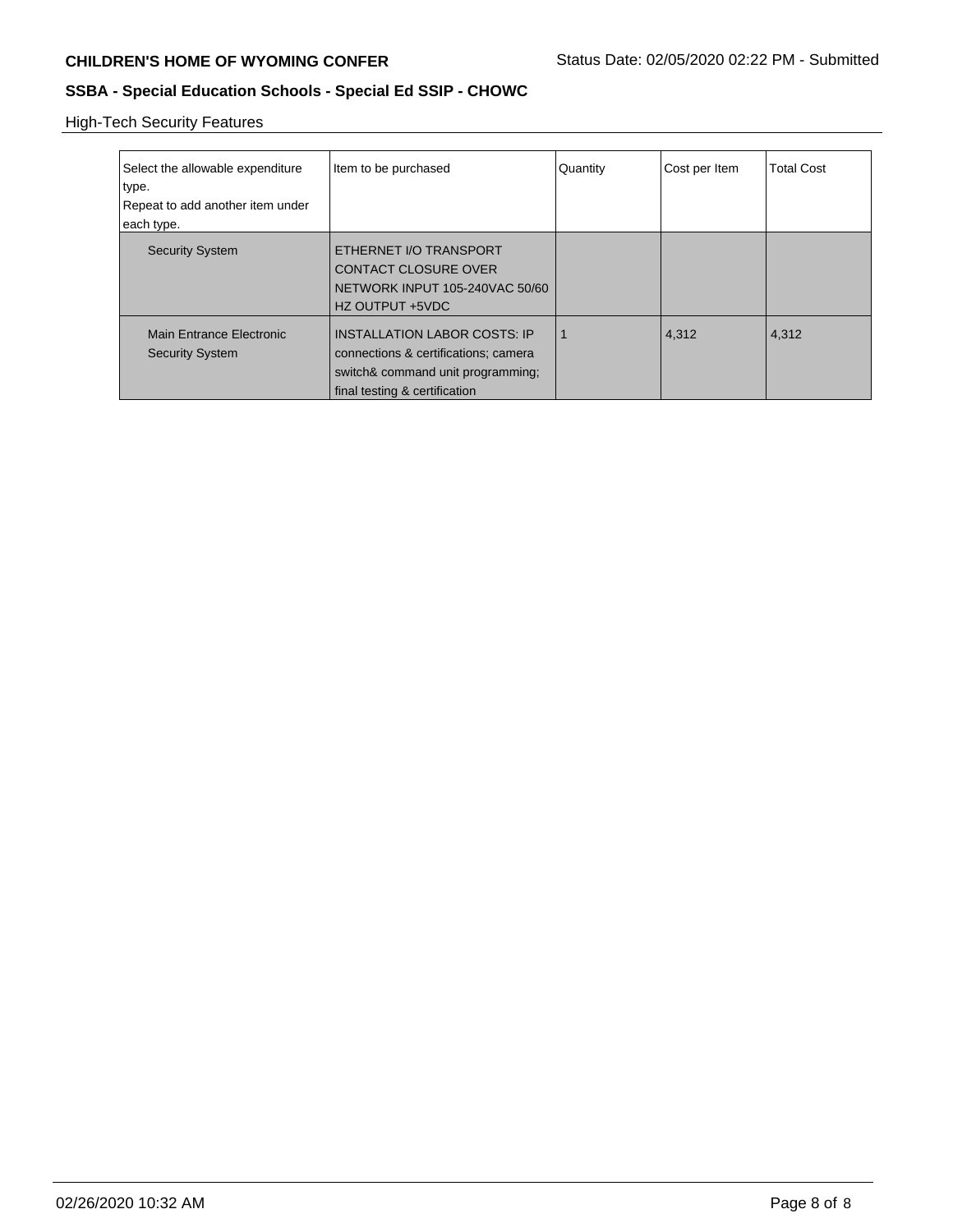## High-Tech Security Features

| Select the allowable expenditure type. Repeat to add another item under each type. | Item to be purchased | Quantity | Cost per Item | Total Cost |
|---|---|---|---|---|
| Security System | ETHERNET I/O TRANSPORT CONTACT CLOSURE OVER NETWORK INPUT 105-240VAC 50/60 HZ OUTPUT +5VDC | | | |
| Main Entrance Electronic Security System | INSTALLATION LABOR COSTS: IP connections & certifications; camera switch& command unit programming; final testing & certification | 1 | 4,312 | 4,312 |